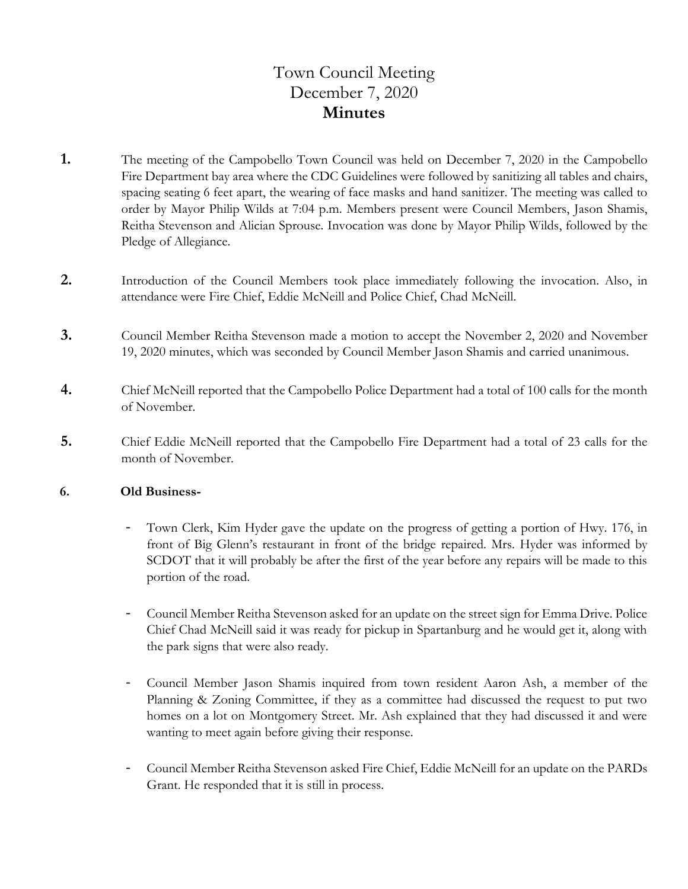# Town Council Meeting
# December 7, 2020
# **Minutes**

**1.** The meeting of the Campobello Town Council was held on December 7, 2020 in the Campobello Fire Department bay area where the CDC Guidelines were followed by sanitizing all tables and chairs, spacing seating 6 feet apart, the wearing of face masks and hand sanitizer. The meeting was called to order by Mayor Philip Wilds at 7:04 p.m. Members present were Council Members, Jason Shamis, Reitha Stevenson and Alician Sprouse. Invocation was done by Mayor Philip Wilds, followed by the Pledge of Allegiance.

**2.** Introduction of the Council Members took place immediately following the invocation. Also, in attendance were Fire Chief, Eddie McNeill and Police Chief, Chad McNeill.

**3.** Council Member Reitha Stevenson made a motion to accept the November 2, 2020 and November 19, 2020 minutes, which was seconded by Council Member Jason Shamis and carried unanimous.

**4.** Chief McNeill reported that the Campobello Police Department had a total of 100 calls for the month of November.

**5.** Chief Eddie McNeill reported that the Campobello Fire Department had a total of 23 calls for the month of November.

**6. Old Business-**

- Town Clerk, Kim Hyder gave the update on the progress of getting a portion of Hwy. 176, in front of Big Glenn's restaurant in front of the bridge repaired. Mrs. Hyder was informed by SCDOT that it will probably be after the first of the year before any repairs will be made to this portion of the road.

- Council Member Reitha Stevenson asked for an update on the street sign for Emma Drive. Police Chief Chad McNeill said it was ready for pickup in Spartanburg and he would get it, along with the park signs that were also ready.

- Council Member Jason Shamis inquired from town resident Aaron Ash, a member of the Planning & Zoning Committee, if they as a committee had discussed the request to put two homes on a lot on Montgomery Street. Mr. Ash explained that they had discussed it and were wanting to meet again before giving their response.

- Council Member Reitha Stevenson asked Fire Chief, Eddie McNeill for an update on the PARDs Grant. He responded that it is still in process.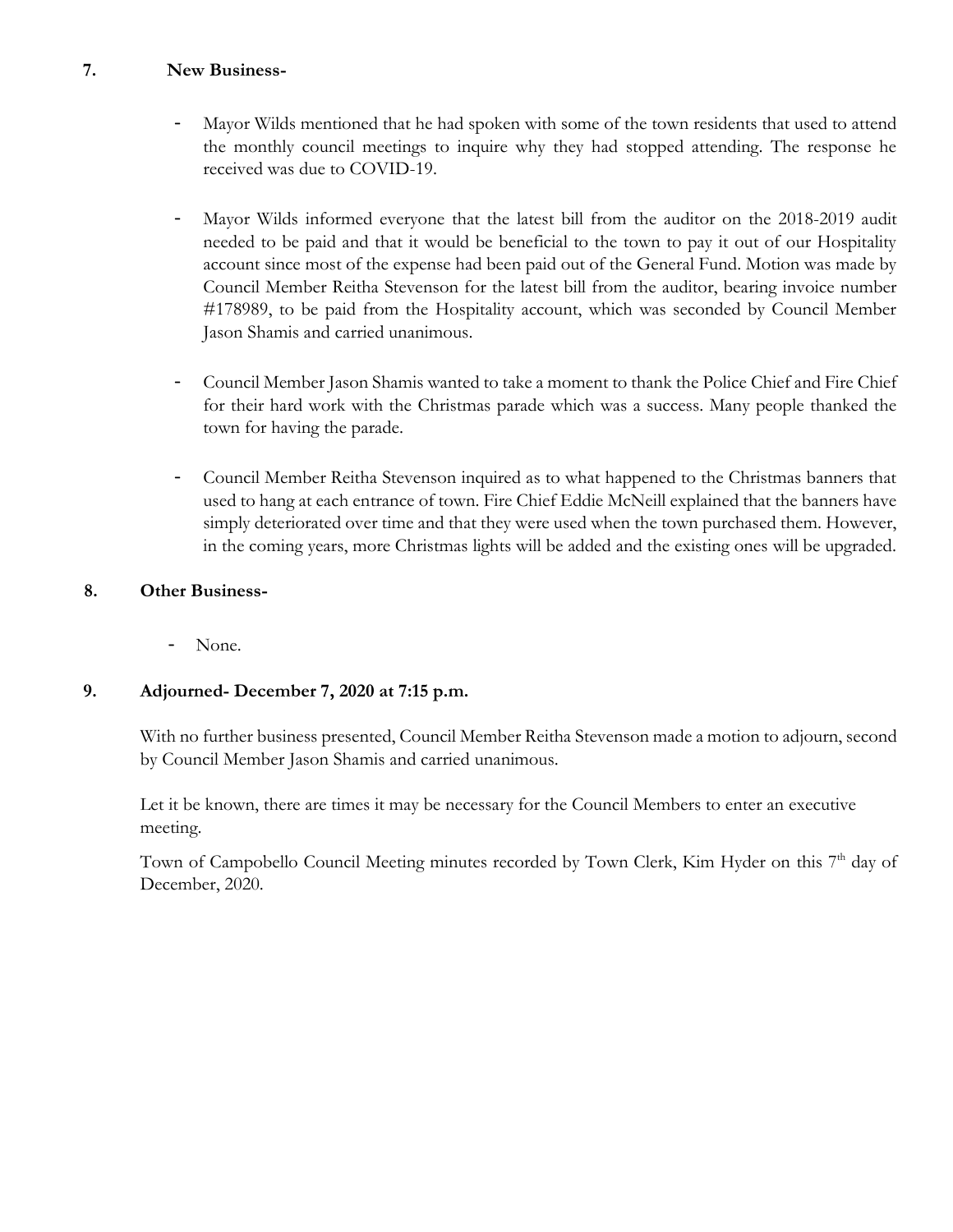**7. New Business-**

- Mayor Wilds mentioned that he had spoken with some of the town residents that used to attend the monthly council meetings to inquire why they had stopped attending. The response he received was due to COVID-19.

- Mayor Wilds informed everyone that the latest bill from the auditor on the 2018-2019 audit needed to be paid and that it would be beneficial to the town to pay it out of our Hospitality account since most of the expense had been paid out of the General Fund. Motion was made by Council Member Reitha Stevenson for the latest bill from the auditor, bearing invoice number #178989, to be paid from the Hospitality account, which was seconded by Council Member Jason Shamis and carried unanimous.

- Council Member Jason Shamis wanted to take a moment to thank the Police Chief and Fire Chief for their hard work with the Christmas parade which was a success. Many people thanked the town for having the parade.

- Council Member Reitha Stevenson inquired as to what happened to the Christmas banners that used to hang at each entrance of town. Fire Chief Eddie McNeill explained that the banners have simply deteriorated over time and that they were used when the town purchased them. However, in the coming years, more Christmas lights will be added and the existing ones will be upgraded.

**8. Other Business-**

- None.

**9. Adjourned- December 7, 2020 at 7:15 p.m.**

With no further business presented, Council Member Reitha Stevenson made a motion to adjourn, second by Council Member Jason Shamis and carried unanimous.

Let it be known, there are times it may be necessary for the Council Members to enter an executive meeting.

Town of Campobello Council Meeting minutes recorded by Town Clerk, Kim Hyder on this 7th day of December, 2020.